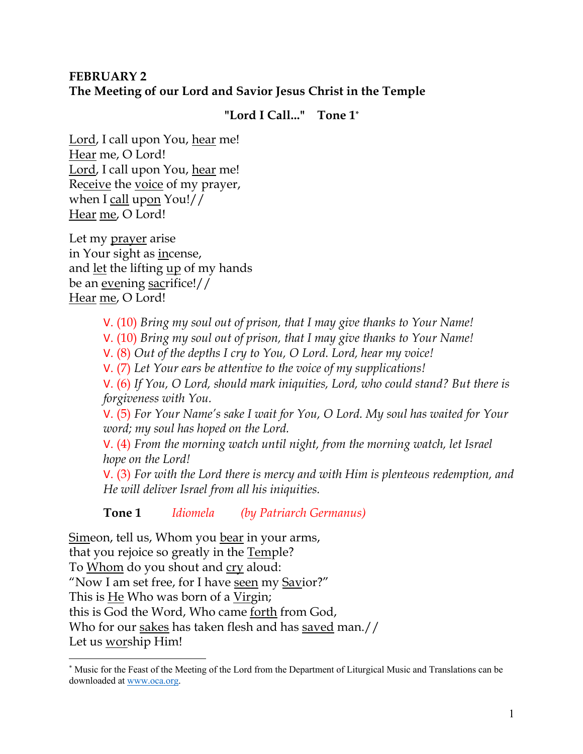**FEBRUARY 2**
**The Meeting of our Lord and Savior Jesus Christ in the Temple**

**"Lord I Call..." Tone 1***

Lord, I call upon You, hear me!
Hear me, O Lord!
Lord, I call upon You, hear me!
Receive the voice of my prayer,
when I call upon You!//
Hear me, O Lord!

Let my prayer arise
in Your sight as incense,
and let the lifting up of my hands
be an evening sacrifice!//
Hear me, O Lord!

> V. (10) *Bring my soul out of prison, that I may give thanks to Your Name!*
> V. (10) *Bring my soul out of prison, that I may give thanks to Your Name!*
> V. (8) *Out of the depths I cry to You, O Lord. Lord, hear my voice!*
> V. (7) *Let Your ears be attentive to the voice of my supplications!*
> V. (6) *If You, O Lord, should mark iniquities, Lord, who could stand? But there is forgiveness with You.*
> V. (5) *For Your Name's sake I wait for You, O Lord. My soul has waited for Your word; my soul has hoped on the Lord.*
> V. (4) *From the morning watch until night, from the morning watch, let Israel hope on the Lord!*
> V. (3) *For with the Lord there is mercy and with Him is plenteous redemption, and He will deliver Israel from all his iniquities.*

**Tone 1** *Idiomela* *(by Patriarch Germanus)*

Simeon, tell us, Whom you bear in your arms,
that you rejoice so greatly in the Temple?
To Whom do you shout and cry aloud:
"Now I am set free, for I have seen my Savior?"
This is He Who was born of a Virgin;
this is God the Word, Who came forth from God,
Who for our sakes has taken flesh and has saved man.//
Let us worship Him!

---

* Music for the Feast of the Meeting of the Lord from the Department of Liturgical Music and Translations can be downloaded at www.oca.org.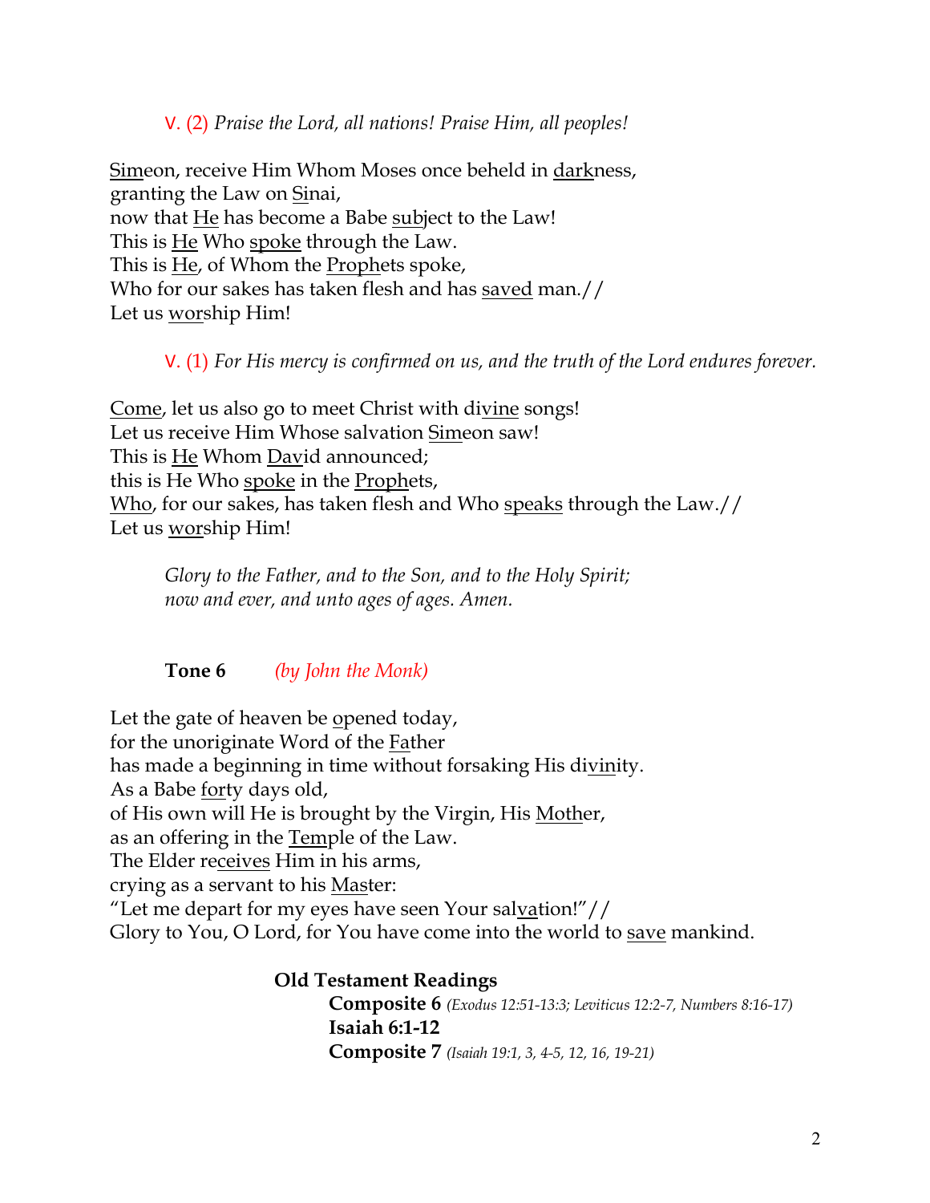V. (2) *Praise the Lord, all nations! Praise Him, all peoples!*

<u>Sim</u>eon, receive Him Whom Moses once beheld in <u>dark</u>ness,
granting the Law on <u>S</u>inai,
now that <u>He</u> has become a Babe <u>sub</u>ject to the Law!
This is <u>He</u> Who <u>spoke</u> through the Law.
This is <u>He</u>, of Whom the <u>Proph</u>ets spoke,
Who for our sakes has taken flesh and has <u>saved</u> man.//
Let us <u>wor</u>ship Him!

V. (1) *For His mercy is confirmed on us, and the truth of the Lord endures forever.*

<u>Come</u>, let us also go to meet Christ with di<u>vine</u> songs!
Let us receive Him Whose salvation <u>Sim</u>eon saw!
This is <u>He</u> Whom <u>Dav</u>id announced;
this is He Who <u>spoke</u> in the <u>Proph</u>ets,
<u>Who</u>, for our sakes, has taken flesh and Who <u>speaks</u> through the Law.//
Let us <u>wor</u>ship Him!

*Glory to the Father, and to the Son, and to the Holy Spirit;*
*now and ever, and unto ages of ages. Amen.*

**Tone 6** *(by John the Monk)*

Let the gate of heaven be <u>o</u>pened today,
for the unoriginate Word of the <u>Fa</u>ther
has made a beginning in time without forsaking His di<u>vin</u>ity.
As a Babe <u>for</u>ty days old,
of His own will He is brought by the Virgin, His <u>Moth</u>er,
as an offering in the <u>Tem</u>ple of the Law.
The Elder re<u>ceives</u> Him in his arms,
crying as a servant to his <u>Mas</u>ter:
"Let me depart for my eyes have seen Your sal<u>va</u>tion!"//
Glory to You, O Lord, for You have come into the world to <u>save</u> mankind.

**Old Testament Readings**

**Composite 6** *(Exodus 12:51-13:3; Leviticus 12:2-7, Numbers 8:16-17)*
**Isaiah 6:1-12**
**Composite 7** *(Isaiah 19:1, 3, 4-5, 12, 16, 19-21)*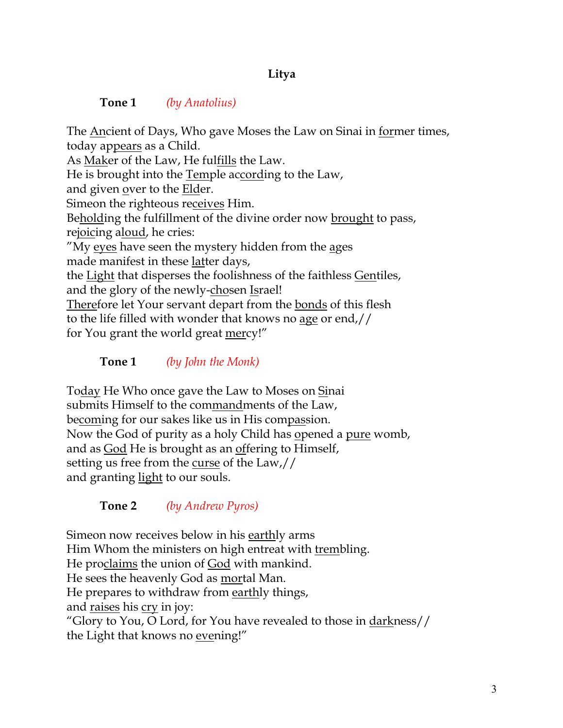### Litya

**Tone 1** *(by Anatolius)*

The Ancient of Days, Who gave Moses the Law on Sinai in former times,
today appears as a Child.
As Maker of the Law, He fulfills the Law.
He is brought into the Temple according to the Law,
and given over to the Elder.
Simeon the righteous receives Him.
Beholding the fulfillment of the divine order now brought to pass,
rejoicing aloud, he cries:
"My eyes have seen the mystery hidden from the ages
made manifest in these latter days,
the Light that disperses the foolishness of the faithless Gentiles,
and the glory of the newly-chosen Israel!
Therefore let Your servant depart from the bonds of this flesh
to the life filled with wonder that knows no age or end,//
for You grant the world great mercy!"

**Tone 1** *(by John the Monk)*

Today He Who once gave the Law to Moses on Sinai
submits Himself to the commandments of the Law,
becoming for our sakes like us in His compassion.
Now the God of purity as a holy Child has opened a pure womb,
and as God He is brought as an offering to Himself,
setting us free from the curse of the Law,//
and granting light to our souls.

**Tone 2** *(by Andrew Pyros)*

Simeon now receives below in his earthly arms
Him Whom the ministers on high entreat with trembling.
He proclaims the union of God with mankind.
He sees the heavenly God as mortal Man.
He prepares to withdraw from earthly things,
and raises his cry in joy:
"Glory to You, O Lord, for You have revealed to those in darkness//
the Light that knows no evening!"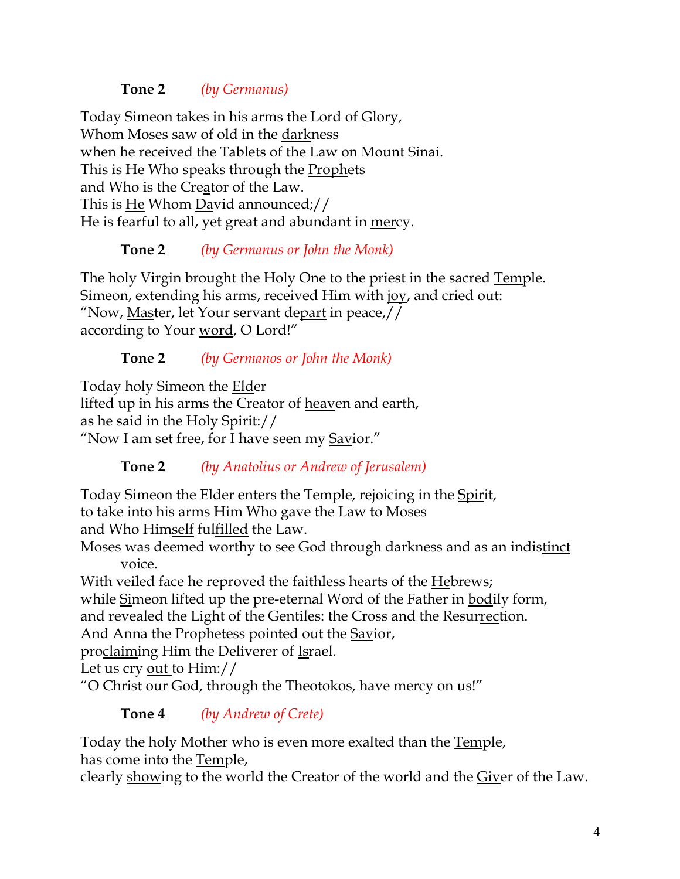**Tone 2** *(by Germanus)*

Today Simeon takes in his arms the Lord of <u>Glo</u>ry,
Whom Moses saw of old in the <u>dark</u>ness
when he re<u>ceived</u> the Tablets of the Law on Mount <u>Si</u>nai.
This is He Who speaks through the <u>Proph</u>ets
and Who is the Cre<u>a</u>tor of the Law.
This is <u>He</u> Whom <u>Da</u>vid announced;//
He is fearful to all, yet great and abundant in <u>mer</u>cy.

**Tone 2** *(by Germanus or John the Monk)*

The holy Virgin brought the Holy One to the priest in the sacred <u>Tem</u>ple.
Simeon, extending his arms, received Him with <u>joy</u>, and cried out:
"Now, <u>Mas</u>ter, let Your servant de<u>part</u> in peace,//
according to Your <u>word</u>, O Lord!"

**Tone 2** *(by Germanos or John the Monk)*

Today holy Simeon the <u>Eld</u>er
lifted up in his arms the Creator of <u>heav</u>en and earth,
as he <u>said</u> in the Holy <u>Spir</u>it://
"Now I am set free, for I have seen my <u>Sav</u>ior."

**Tone 2** *(by Anatolius or Andrew of Jerusalem)*

Today Simeon the Elder enters the Temple, rejoicing in the <u>Spir</u>it,
to take into his arms Him Who gave the Law to <u>Mo</u>ses
and Who Him<u>self</u> ful<u>filled</u> the Law.
Moses was deemed worthy to see God through darkness and as an indis<u>tinct</u> voice.
With veiled face he reproved the faithless hearts of the <u>He</u>brews;
while <u>Si</u>meon lifted up the pre-eternal Word of the Father in <u>bod</u>ily form,
and revealed the Light of the Gentiles: the Cross and the Resur<u>rec</u>tion.
And Anna the Prophetess pointed out the <u>Sav</u>ior,
pro<u>claim</u>ing Him the Deliverer of <u>Is</u>rael.
Let us cry <u>out</u> to Him://
"O Christ our God, through the Theotokos, have <u>mer</u>cy on us!"

**Tone 4** *(by Andrew of Crete)*

Today the holy Mother who is even more exalted than the <u>Tem</u>ple,
has come into the <u>Tem</u>ple,
clearly <u>show</u>ing to the world the Creator of the world and the <u>Giv</u>er of the Law.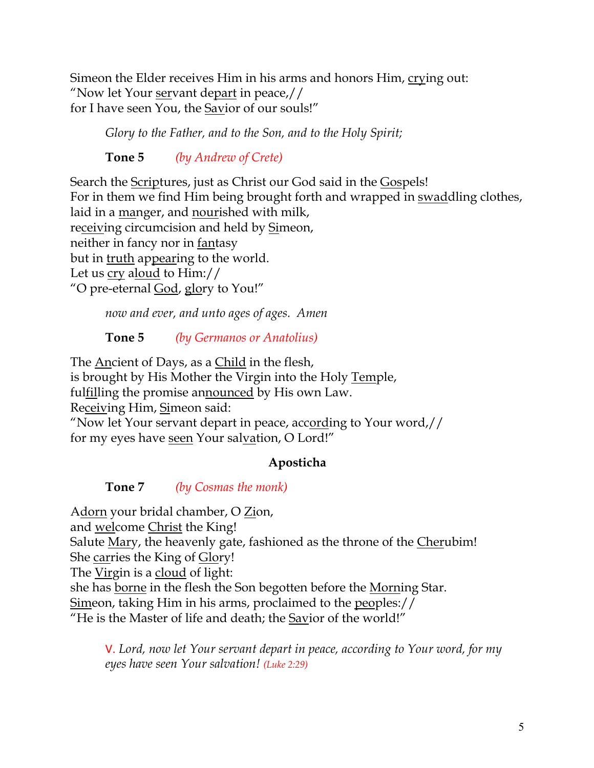Simeon the Elder receives Him in his arms and honors Him, <u>cry</u>ing out:
"Now let Your <u>ser</u>vant de<u>part</u> in peace,//
for I have seen You, the <u>Sav</u>ior of our souls!"

*Glory to the Father, and to the Son, and to the Holy Spirit;*

**Tone 5** *(by Andrew of Crete)*

Search the <u>Scrip</u>tures, just as Christ our God said in the <u>Gos</u>pels!
For in them we find Him being brought forth and wrapped in <u>swad</u>dling clothes,
laid in a <u>man</u>ger, and <u>nour</u>ished with milk,
re<u>ceiv</u>ing circumcision and held by <u>Si</u>meon,
neither in fancy nor in <u>fan</u>tasy
but in <u>truth</u> ap<u>pear</u>ing to the world.
Let us <u>cry</u> a<u>loud</u> to Him://
"O pre-eternal <u>God</u>, <u>glo</u>ry to You!"

*now and ever, and unto ages of ages. Amen*

**Tone 5** *(by Germanos or Anatolius)*

The <u>An</u>cient of Days, as a <u>Child</u> in the flesh,
is brought by His Mother the Virgin into the Holy <u>Tem</u>ple,
ful<u>fil</u>ling the promise an<u>nounced</u> by His own Law.
Re<u>ceiv</u>ing Him, <u>Si</u>meon said:
"Now let Your servant depart in peace, ac<u>cord</u>ing to Your word,//
for my eyes have <u>seen</u> Your sal<u>va</u>tion, O Lord!"

### Aposticha

**Tone 7** *(by Cosmas the monk)*

A<u>dorn</u> your bridal chamber, O <u>Zi</u>on,
and <u>wel</u>come <u>Christ</u> the King!
Salute <u>Mary</u>, the heavenly gate, fashioned as the throne of the <u>Cher</u>ubim!
She <u>car</u>ries the King of <u>Glo</u>ry!
The <u>Vir</u>gin is a <u>cloud</u> of light:
she has <u>borne</u> in the flesh the Son begotten before the <u>Morn</u>ing Star.
<u>Sim</u>eon, taking Him in his arms, proclaimed to the <u>peo</u>ples://
"He is the Master of life and death; the <u>Sav</u>ior of the world!"

V. *Lord, now let Your servant depart in peace, according to Your word, for my eyes have seen Your salvation! (Luke 2:29)*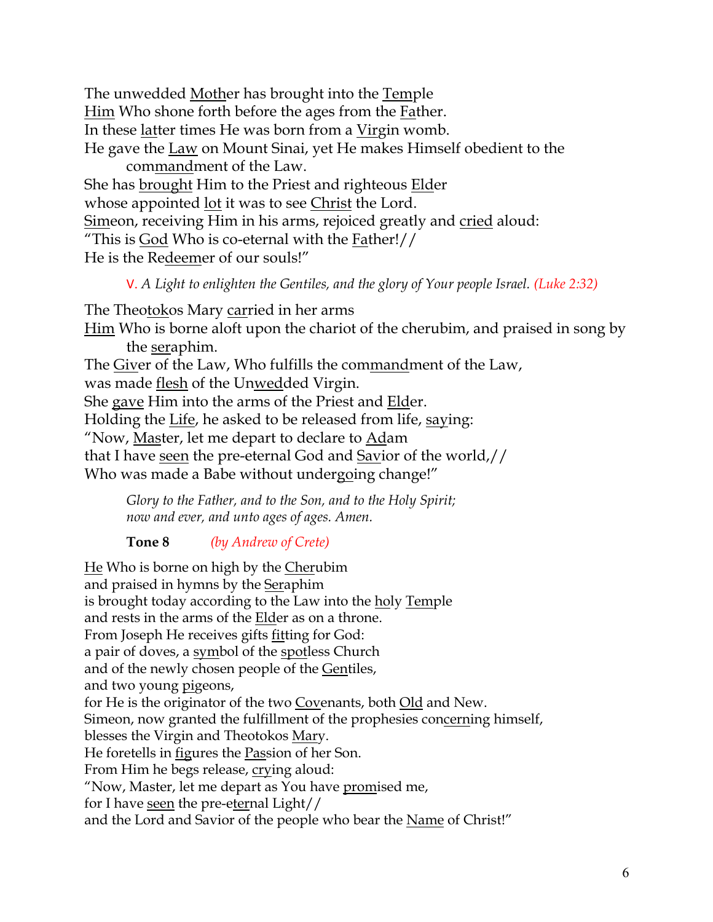The unwedded <u>Moth</u>er has brought into the <u>Tem</u>ple  
<u>Him</u> Who shone forth before the ages from the <u>Fa</u>ther.  
In these <u>lat</u>ter times He was born from a <u>Vir</u>gin womb.  
He gave the <u>Law</u> on Mount Sinai, yet He makes Himself obedient to the  
com<u>mand</u>ment of the Law.  
She has <u>brought</u> Him to the Priest and righteous <u>Eld</u>er  
whose appointed <u>lot</u> it was to see <u>Christ</u> the Lord.  
<u>Sim</u>eon, receiving Him in his arms, rejoiced greatly and <u>cried</u> aloud:  
"This is <u>God</u> Who is co-eternal with the <u>Fa</u>ther!//  
He is the Re<u>deem</u>er of our souls!"

V. *A Light to enlighten the Gentiles, and the glory of Your people Israel. (Luke 2:32)*

The Theo<u>tok</u>os Mary <u>car</u>ried in her arms  
<u>Him</u> Who is borne aloft upon the chariot of the cherubim, and praised in song by  
the <u>ser</u>aphim.  
The <u>Giv</u>er of the Law, Who fulfills the com<u>mand</u>ment of the Law,  
was made <u>flesh</u> of the Un<u>wed</u>ded Virgin.  
She <u>gave</u> Him into the arms of the Priest and <u>Eld</u>er.  
Holding the <u>Life</u>, he asked to be released from life, <u>say</u>ing:  
"Now, <u>Mas</u>ter, let me depart to declare to <u>Ad</u>am  
that I have <u>seen</u> the pre-eternal God and <u>Sav</u>ior of the world,//  
Who was made a Babe without under<u>go</u>ing change!"

*Glory to the Father, and to the Son, and to the Holy Spirit;*  
*now and ever, and unto ages of ages. Amen.*

**Tone 8** *(by Andrew of Crete)*

<u>He</u> Who is borne on high by the <u>Cher</u>ubim  
and praised in hymns by the <u>Ser</u>aphim  
is brought today according to the Law into the <u>ho</u>ly <u>Tem</u>ple  
and rests in the arms of the <u>Eld</u>er as on a throne.  
From Joseph He receives gifts <u>fit</u>ting for God:  
a pair of doves, a <u>sym</u>bol of the <u>spot</u>less Church  
and of the newly chosen people of the <u>Gen</u>tiles,  
and two young <u>pi</u>geons,  
for He is the originator of the two <u>Cov</u>enants, both <u>Old</u> and New.  
Simeon, now granted the fulfillment of the prophesies con<u>cern</u>ing himself,  
blesses the Virgin and Theotokos <u>Mar</u>y.  
He foretells in <u>fig</u>ures the <u>Pas</u>sion of her Son.  
From Him he begs release, <u>cry</u>ing aloud:  
"Now, Master, let me depart as You have <u>prom</u>ised me,  
for I have <u>seen</u> the pre-e<u>ter</u>nal Light//  
and the Lord and Savior of the people who bear the <u>Name</u> of Christ!"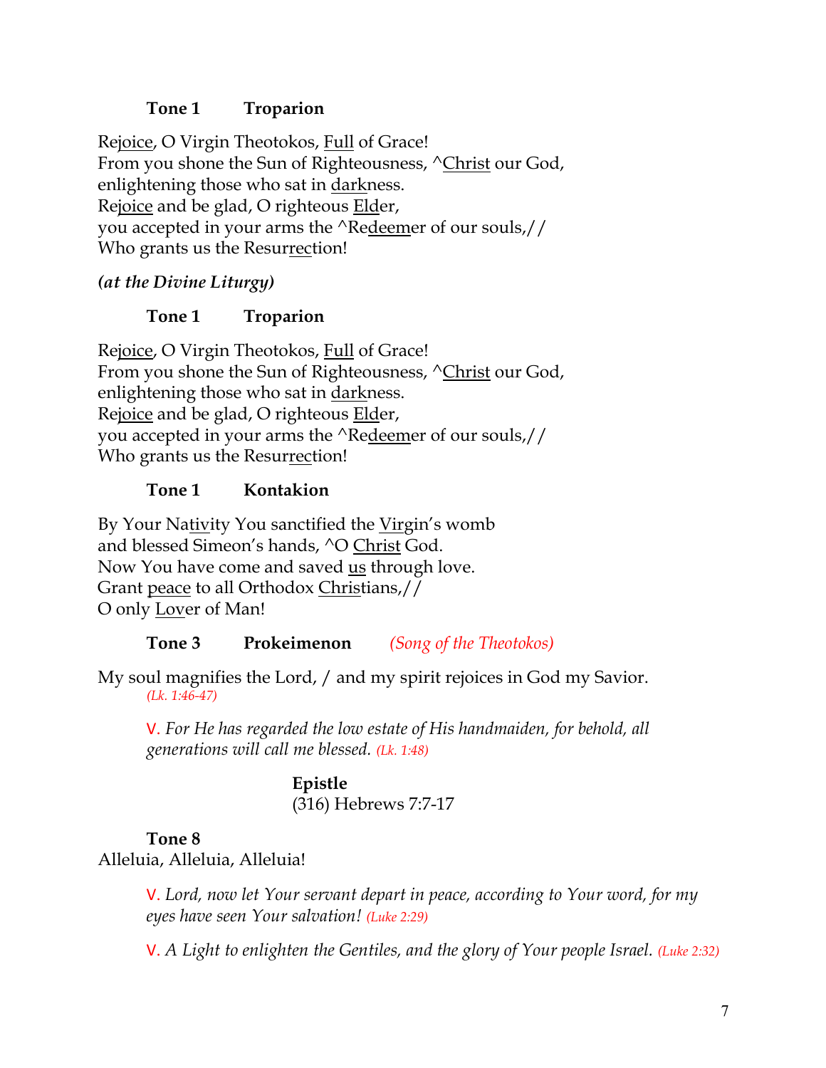**Tone 1 Troparion**

Rejoice, O Virgin Theotokos, Full of Grace!
From you shone the Sun of Righteousness, ^Christ our God,
enlightening those who sat in darkness.
Rejoice and be glad, O righteous Elder,
you accepted in your arms the ^Redeemer of our souls,//
Who grants us the Resurrection!

***(at the Divine Liturgy)***

**Tone 1 Troparion**

Rejoice, O Virgin Theotokos, Full of Grace!
From you shone the Sun of Righteousness, ^Christ our God,
enlightening those who sat in darkness.
Rejoice and be glad, O righteous Elder,
you accepted in your arms the ^Redeemer of our souls,//
Who grants us the Resurrection!

**Tone 1 Kontakion**

By Your Nativity You sanctified the Virgin's womb
and blessed Simeon's hands, ^O Christ God.
Now You have come and saved us through love.
Grant peace to all Orthodox Christians,//
O only Lover of Man!

**Tone 3 Prokeimenon** *(Song of the Theotokos)*

My soul magnifies the Lord, / and my spirit rejoices in God my Savior. *(Lk. 1:46-47)*

V. *For He has regarded the low estate of His handmaiden, for behold, all generations will call me blessed. (Lk. 1:48)*

**Epistle**
(316) Hebrews 7:7-17

**Tone 8**
Alleluia, Alleluia, Alleluia!

V. *Lord, now let Your servant depart in peace, according to Your word, for my eyes have seen Your salvation! (Luke 2:29)*

V. *A Light to enlighten the Gentiles, and the glory of Your people Israel. (Luke 2:32)*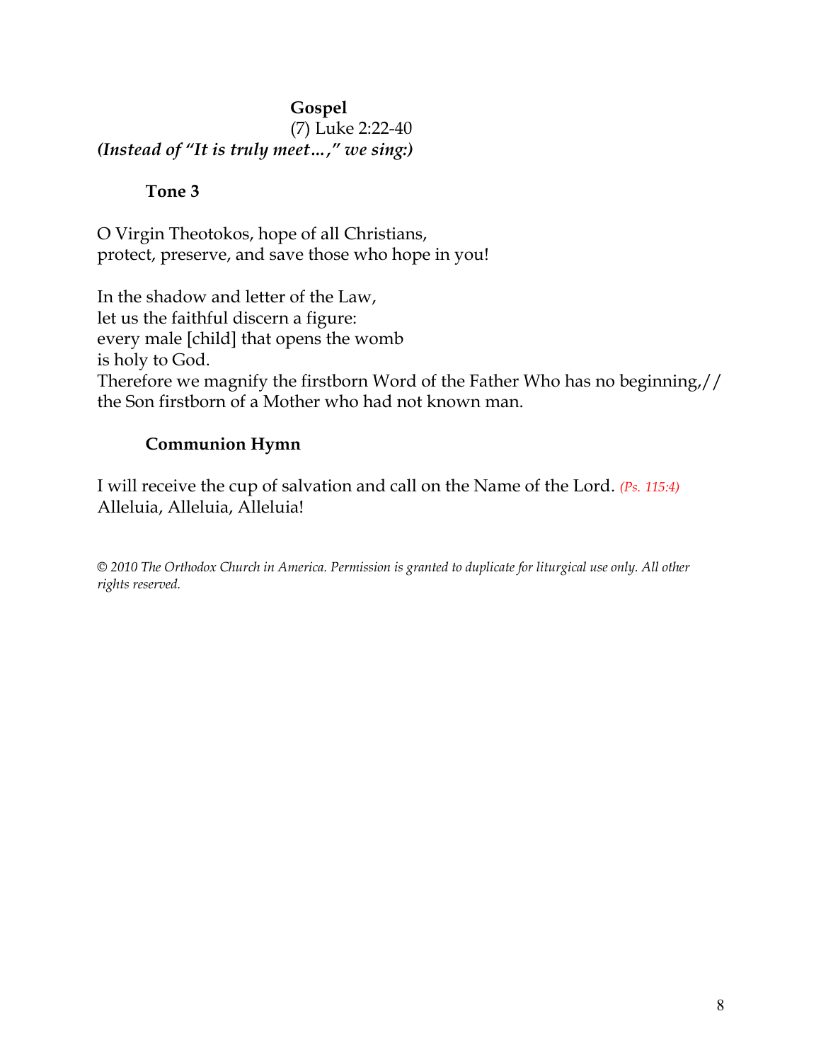**Gospel**

(7) Luke 2:22-40

***(Instead of "It is truly meet…," we sing:)***

**Tone 3**

O Virgin Theotokos, hope of all Christians,
protect, preserve, and save those who hope in you!

In the shadow and letter of the Law,
let us the faithful discern a figure:
every male [child] that opens the womb
is holy to God.
Therefore we magnify the firstborn Word of the Father Who has no beginning,//
the Son firstborn of a Mother who had not known man.

**Communion Hymn**

I will receive the cup of salvation and call on the Name of the Lord. *(Ps. 115:4)*
Alleluia, Alleluia, Alleluia!

*© 2010 The Orthodox Church in America. Permission is granted to duplicate for liturgical use only. All other rights reserved.*